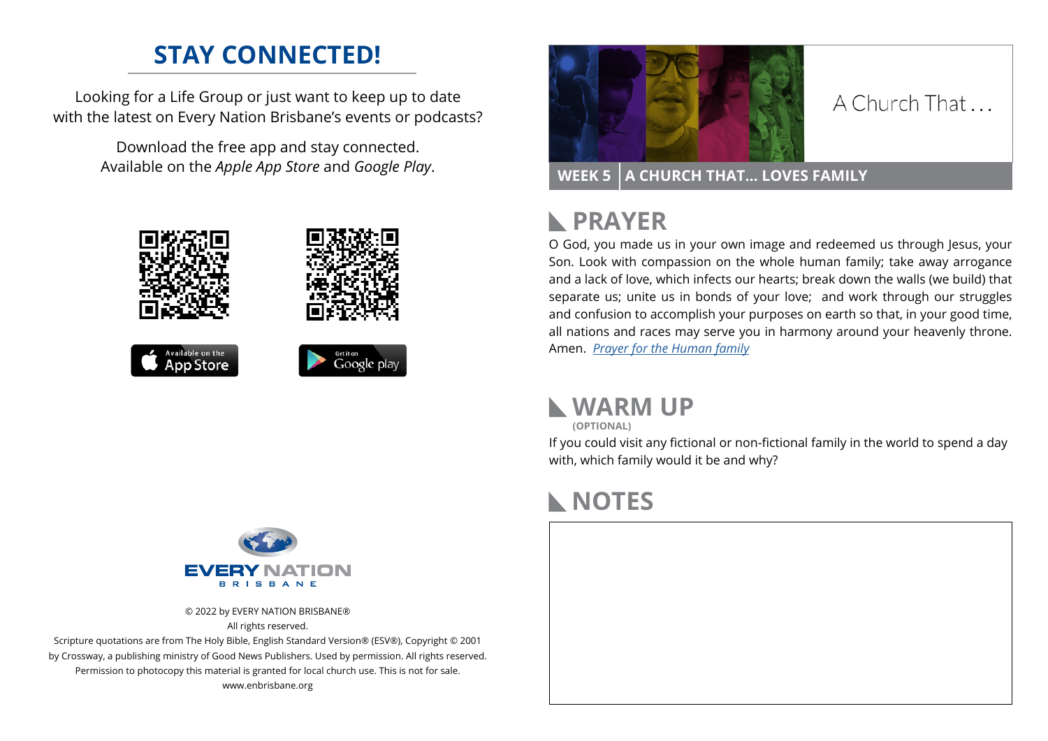## STAY CONNECTED!

Looking for a Life Group or just want to keep up to date with the latest on Every Nation Brisbane's events or podcasts?

Download the free app and stay connected. Available on the *Apple App Store* and *Google Play*.

Available on the App Store

Get it on Google play

EVERY NATION
BRISBANE

© 2022 by EVERY NATION BRISBANE®
All rights reserved.
Scripture quotations are from The Holy Bible, English Standard Version® (ESV®), Copyright © 2001 by Crossway, a publishing ministry of Good News Publishers. Used by permission. All rights reserved.
Permission to photocopy this material is granted for local church use. This is not for sale.
www.enbrisbane.org

A Church That . . .

**WEEK 5 | A CHURCH THAT... LOVES FAMILY**

## PRAYER

O God, you made us in your own image and redeemed us through Jesus, your Son. Look with compassion on the whole human family; take away arrogance and a lack of love, which infects our hearts; break down the walls (we build) that separate us; unite us in bonds of your love; and work through our struggles and confusion to accomplish your purposes on earth so that, in your good time, all nations and races may serve you in harmony around your heavenly throne. Amen. *Prayer for the Human family*

## WARM UP

**(OPTIONAL)**

If you could visit any fictional or non-fictional family in the world to spend a day with, which family would it be and why?

## NOTES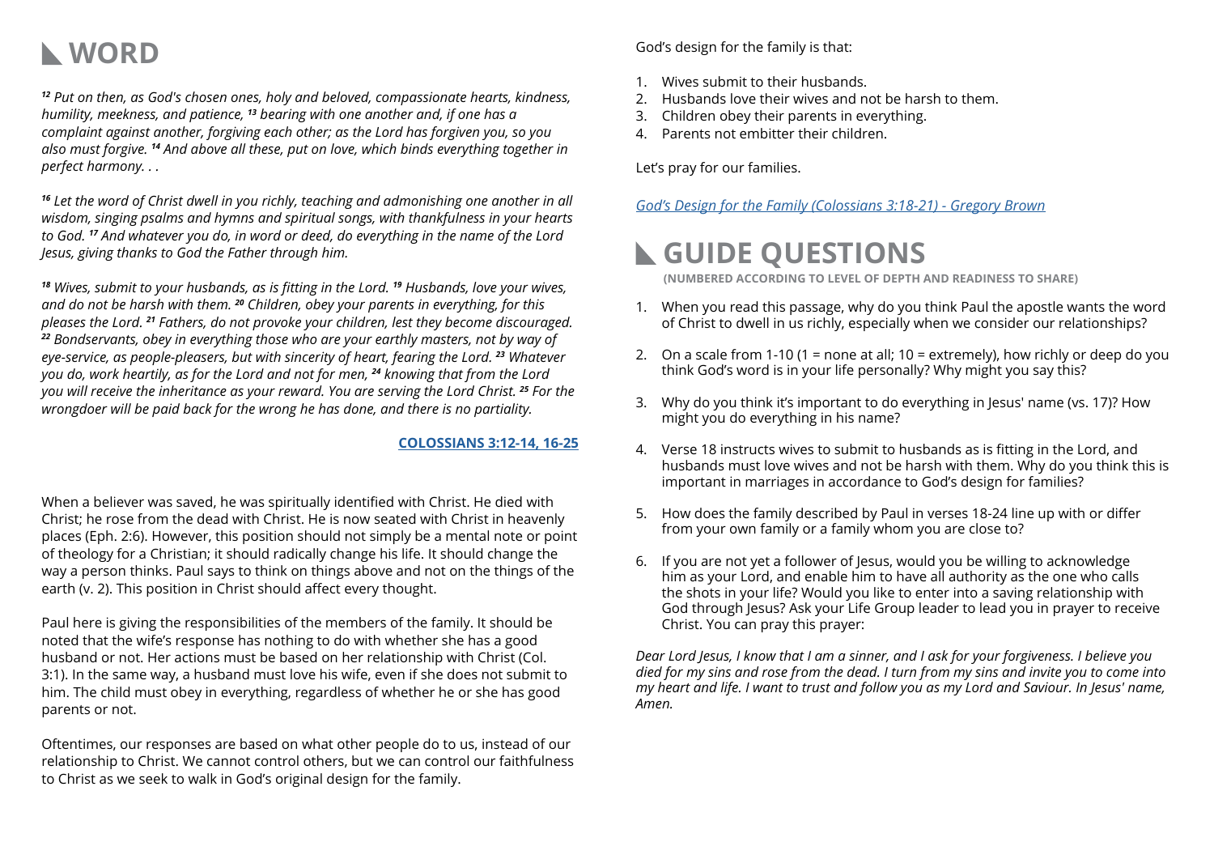# WORD

*[12] Put on then, as God's chosen ones, holy and beloved, compassionate hearts, kindness, humility, meekness, and patience, [13] bearing with one another and, if one has a complaint against another, forgiving each other; as the Lord has forgiven you, so you also must forgive. [14] And above all these, put on love, which binds everything together in perfect harmony. . .*

*[16] Let the word of Christ dwell in you richly, teaching and admonishing one another in all wisdom, singing psalms and hymns and spiritual songs, with thankfulness in your hearts to God. [17] And whatever you do, in word or deed, do everything in the name of the Lord Jesus, giving thanks to God the Father through him.*

*[18] Wives, submit to your husbands, as is fitting in the Lord. [19] Husbands, love your wives, and do not be harsh with them. [20] Children, obey your parents in everything, for this pleases the Lord. [21] Fathers, do not provoke your children, lest they become discouraged. [22] Bondservants, obey in everything those who are your earthly masters, not by way of eye-service, as people-pleasers, but with sincerity of heart, fearing the Lord. [23] Whatever you do, work heartily, as for the Lord and not for men, [24] knowing that from the Lord you will receive the inheritance as your reward. You are serving the Lord Christ. [25] For the wrongdoer will be paid back for the wrong he has done, and there is no partiality.*

**COLOSSIANS 3:12-14, 16-25**

When a believer was saved, he was spiritually identified with Christ. He died with Christ; he rose from the dead with Christ. He is now seated with Christ in heavenly places (Eph. 2:6). However, this position should not simply be a mental note or point of theology for a Christian; it should radically change his life. It should change the way a person thinks. Paul says to think on things above and not on the things of the earth (v. 2). This position in Christ should affect every thought.

Paul here is giving the responsibilities of the members of the family. It should be noted that the wife's response has nothing to do with whether she has a good husband or not. Her actions must be based on her relationship with Christ (Col. 3:1). In the same way, a husband must love his wife, even if she does not submit to him. The child must obey in everything, regardless of whether he or she has good parents or not.

Oftentimes, our responses are based on what other people do to us, instead of our relationship to Christ. We cannot control others, but we can control our faithfulness to Christ as we seek to walk in God's original design for the family.

God's design for the family is that:

1. Wives submit to their husbands.
2. Husbands love their wives and not be harsh to them.
3. Children obey their parents in everything.
4. Parents not embitter their children.

Let's pray for our families.

*God's Design for the Family (Colossians 3:18-21) - Gregory Brown*

# GUIDE QUESTIONS

**(NUMBERED ACCORDING TO LEVEL OF DEPTH AND READINESS TO SHARE)**

1. When you read this passage, why do you think Paul the apostle wants the word of Christ to dwell in us richly, especially when we consider our relationships?

2. On a scale from 1-10 (1 = none at all; 10 = extremely), how richly or deep do you think God's word is in your life personally? Why might you say this?

3. Why do you think it's important to do everything in Jesus' name (vs. 17)? How might you do everything in his name?

4. Verse 18 instructs wives to submit to husbands as is fitting in the Lord, and husbands must love wives and not be harsh with them. Why do you think this is important in marriages in accordance to God's design for families?

5. How does the family described by Paul in verses 18-24 line up with or differ from your own family or a family whom you are close to?

6. If you are not yet a follower of Jesus, would you be willing to acknowledge him as your Lord, and enable him to have all authority as the one who calls the shots in your life? Would you like to enter into a saving relationship with God through Jesus? Ask your Life Group leader to lead you in prayer to receive Christ. You can pray this prayer:

*Dear Lord Jesus, I know that I am a sinner, and I ask for your forgiveness. I believe you died for my sins and rose from the dead. I turn from my sins and invite you to come into my heart and life. I want to trust and follow you as my Lord and Saviour. In Jesus' name, Amen.*